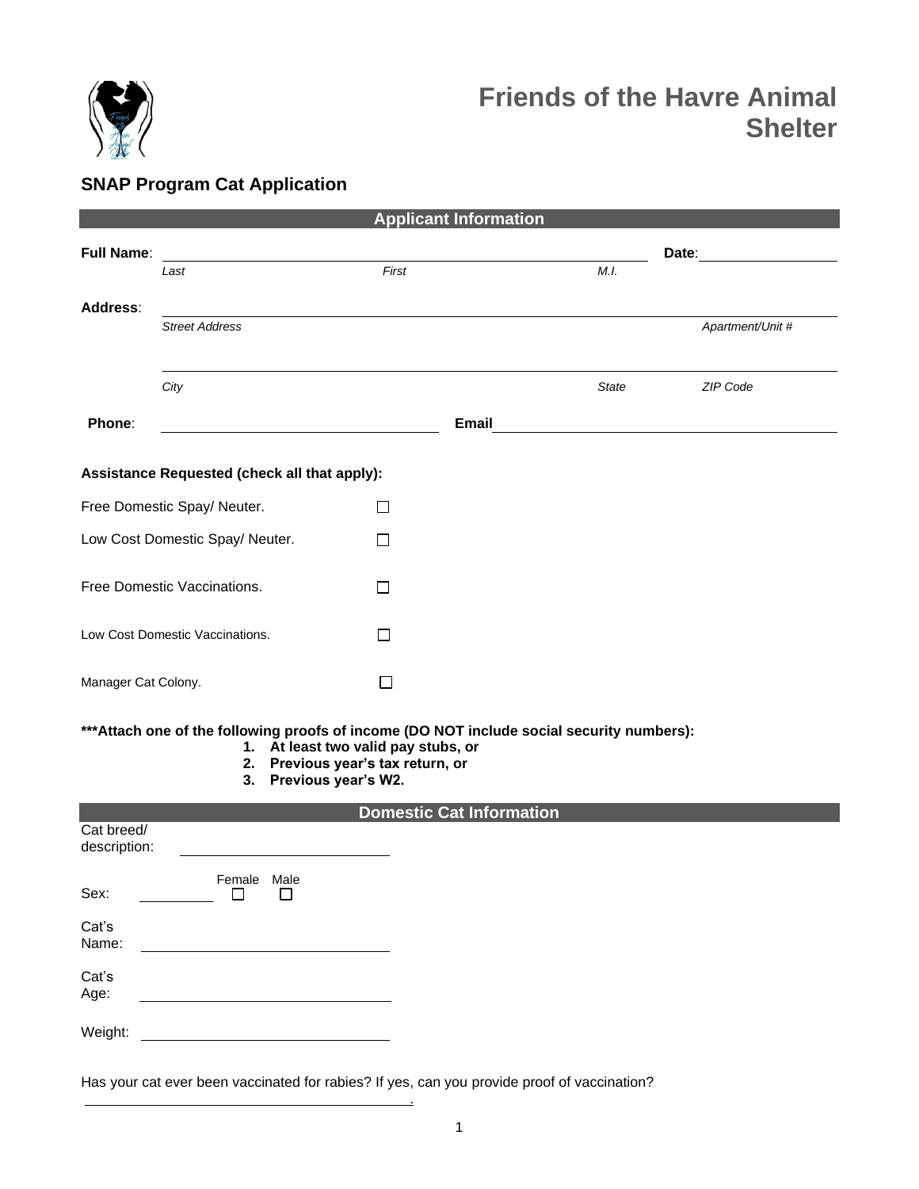# Friends of the Havre Animal Shelter

## SNAP Program Cat Application

### Applicant Information

**Full Name**: ______________________________ **Date**: ______________

*Last* *First* *M.I.*

**Address**: ________________________________________________

*Street Address* *Apartment/Unit #*

________________________________________________

*City* *State* *ZIP Code*

**Phone**: ______________________ **Email** ______________________

**Assistance Requested (check all that apply):**

- Free Domestic Spay/ Neuter. ☐
- Low Cost Domestic Spay/ Neuter. ☐
- Free Domestic Vaccinations. ☐
- Low Cost Domestic Vaccinations. ☐
- Manager Cat Colony. ☐

**\*\*\*Attach one of the following proofs of income (DO NOT include social security numbers):**

1. **At least two valid pay stubs, or**
2. **Previous year's tax return, or**
3. **Previous year's W2.**

### Domestic Cat Information

Cat breed/ description: ______________________

Sex: __________ Female ☐ Male ☐

Cat's Name: ______________________

Cat's Age: ______________________

Weight: ______________________

Has your cat ever been vaccinated for rabies? If yes, can you provide proof of vaccination?

______________________.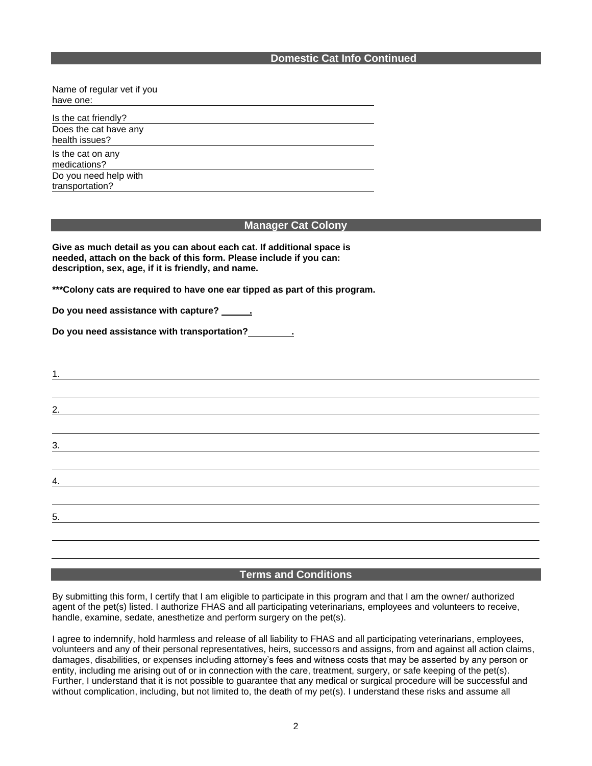## Domestic Cat Info Continued

Name of regular vet if you have one: \_\_\_\_\_\_\_\_\_\_\_\_\_\_\_\_\_\_\_\_

Is the cat friendly? \_\_\_\_\_\_\_\_\_\_\_\_\_\_\_\_\_\_\_\_

Does the cat have any health issues? \_\_\_\_\_\_\_\_\_\_\_\_\_\_\_\_\_\_\_\_

Is the cat on any medications? \_\_\_\_\_\_\_\_\_\_\_\_\_\_\_\_\_\_\_\_

Do you need help with transportation? \_\_\_\_\_\_\_\_\_\_\_\_\_\_\_\_\_\_\_\_

## Manager Cat Colony

**Give as much detail as you can about each cat. If additional space is needed, attach on the back of this form. Please include if you can: description, sex, age, if it is friendly, and name.**

**\*\*\*Colony cats are required to have one ear tipped as part of this program.**

**Do you need assistance with capture? \_\_\_\_\_\_.**

**Do you need assistance with transportation? \_\_\_\_\_\_\_\_\_.**

1. \_\_\_\_\_\_\_\_\_\_\_\_\_\_\_\_\_\_\_\_\_\_\_\_\_\_\_\_\_\_\_\_\_\_\_\_\_\_\_\_

2. \_\_\_\_\_\_\_\_\_\_\_\_\_\_\_\_\_\_\_\_\_\_\_\_\_\_\_\_\_\_\_\_\_\_\_\_\_\_\_\_

3. \_\_\_\_\_\_\_\_\_\_\_\_\_\_\_\_\_\_\_\_\_\_\_\_\_\_\_\_\_\_\_\_\_\_\_\_\_\_\_\_

4. \_\_\_\_\_\_\_\_\_\_\_\_\_\_\_\_\_\_\_\_\_\_\_\_\_\_\_\_\_\_\_\_\_\_\_\_\_\_\_\_

5. \_\_\_\_\_\_\_\_\_\_\_\_\_\_\_\_\_\_\_\_\_\_\_\_\_\_\_\_\_\_\_\_\_\_\_\_\_\_\_\_

## Terms and Conditions

By submitting this form, I certify that I am eligible to participate in this program and that I am the owner/ authorized agent of the pet(s) listed. I authorize FHAS and all participating veterinarians, employees and volunteers to receive, handle, examine, sedate, anesthetize and perform surgery on the pet(s).

I agree to indemnify, hold harmless and release of all liability to FHAS and all participating veterinarians, employees, volunteers and any of their personal representatives, heirs, successors and assigns, from and against all action claims, damages, disabilities, or expenses including attorney's fees and witness costs that may be asserted by any person or entity, including me arising out of or in connection with the care, treatment, surgery, or safe keeping of the pet(s). Further, I understand that it is not possible to guarantee that any medical or surgical procedure will be successful and without complication, including, but not limited to, the death of my pet(s). I understand these risks and assume all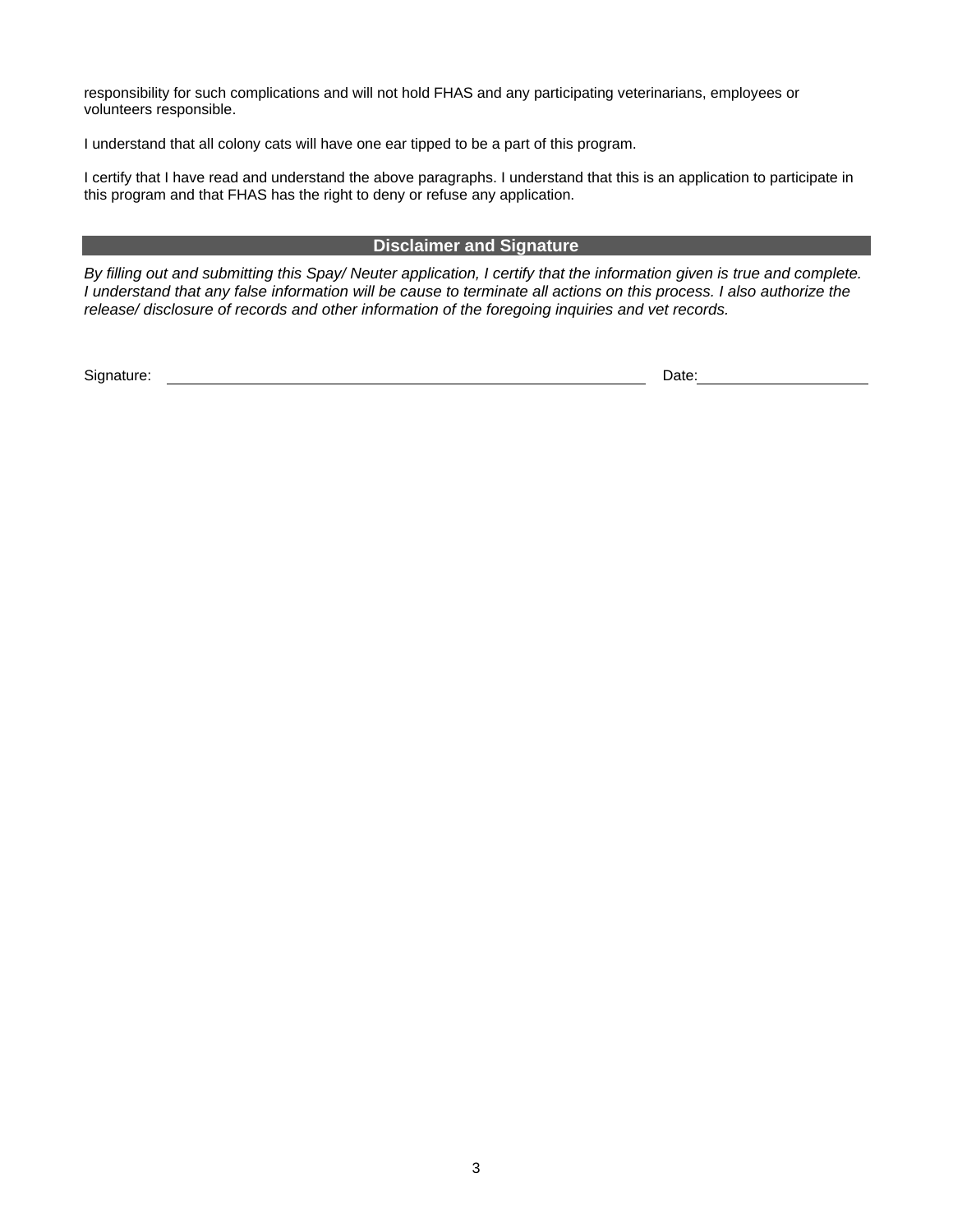responsibility for such complications and will not hold FHAS and any participating veterinarians, employees or volunteers responsible.

I understand that all colony cats will have one ear tipped to be a part of this program.

I certify that I have read and understand the above paragraphs. I understand that this is an application to participate in this program and that FHAS has the right to deny or refuse any application.

## Disclaimer and Signature

*By filling out and submitting this Spay/ Neuter application, I certify that the information given is true and complete. I understand that any false information will be cause to terminate all actions on this process. I also authorize the release/ disclosure of records and other information of the foregoing inquiries and vet records.*

Signature: ______________________________________________ Date:____________________